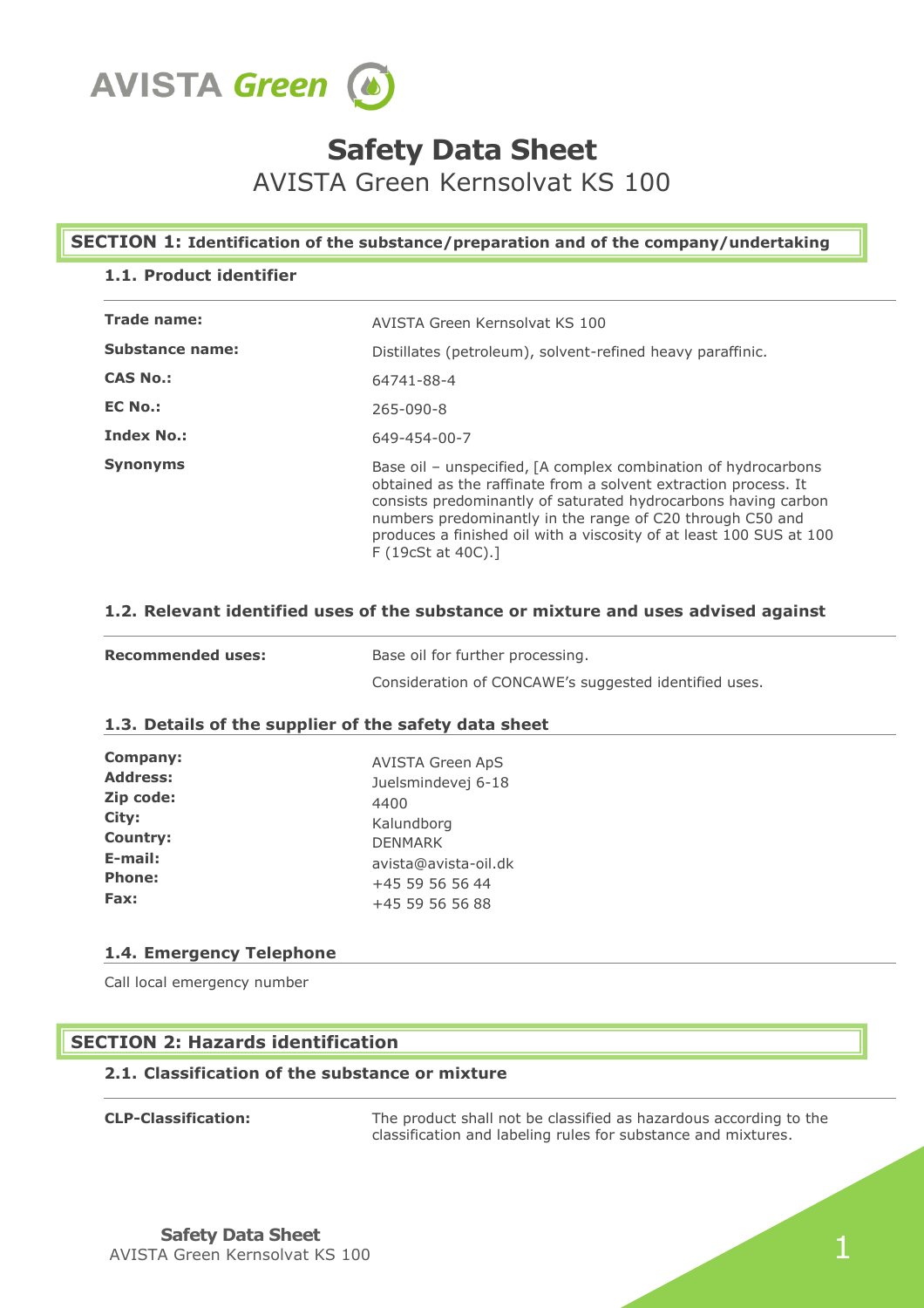AVISTA Green

# Safety Data Sheet

AVISTA Green Kernsolvat KS 100

## SECTION 1: Identification of the substance/preparation and of the company/undertaking

### 1.1. Product identifier

| | |
|---|---|
| **Trade name:** | AVISTA Green Kernsolvat KS 100 |
| **Substance name:** | Distillates (petroleum), solvent-refined heavy paraffinic. |
| **CAS No.:** | 64741-88-4 |
| **EC No.:** | 265-090-8 |
| **Index No.:** | 649-454-00-7 |
| **Synonyms** | Base oil – unspecified, [A complex combination of hydrocarbons obtained as the raffinate from a solvent extraction process. It consists predominantly of saturated hydrocarbons having carbon numbers predominantly in the range of C20 through C50 and produces a finished oil with a viscosity of at least 100 SUS at 100 F (19cSt at 40C).] |

### 1.2. Relevant identified uses of the substance or mixture and uses advised against

| | |
|---|---|
| **Recommended uses:** | Base oil for further processing. |
| | Consideration of CONCAWE's suggested identified uses. |

### 1.3. Details of the supplier of the safety data sheet

| | |
|---|---|
| **Company:** | AVISTA Green ApS |
| **Address:** | Juelsmindevej 6-18 |
| **Zip code:** | 4400 |
| **City:** | Kalundborg |
| **Country:** | DENMARK |
| **E-mail:** | avista@avista-oil.dk |
| **Phone:** | +45 59 56 56 44 |
| **Fax:** | +45 59 56 56 88 |

### 1.4. Emergency Telephone

Call local emergency number

## SECTION 2: Hazards identification

### 2.1. Classification of the substance or mixture

| | |
|---|---|
| **CLP-Classification:** | The product shall not be classified as hazardous according to the classification and labeling rules for substance and mixtures. |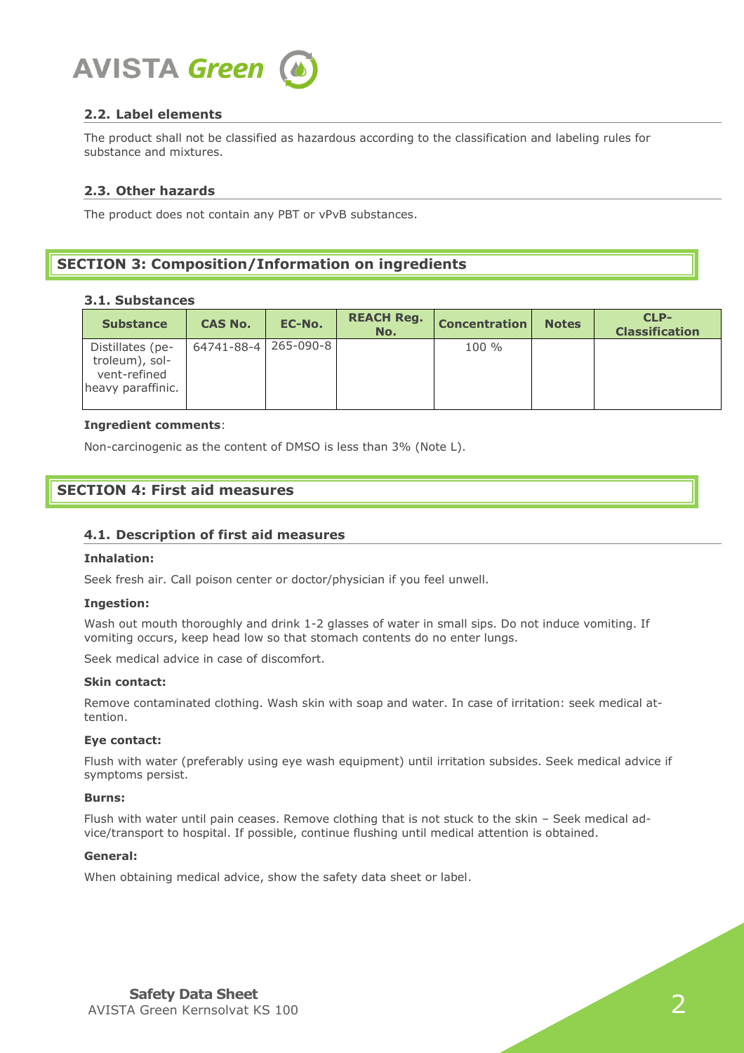### 2.2. Label elements

The product shall not be classified as hazardous according to the classification and labeling rules for substance and mixtures.

### 2.3. Other hazards

The product does not contain any PBT or vPvB substances.

## SECTION 3: Composition/Information on ingredients

### 3.1. Substances

| Substance | CAS No. | EC-No. | REACH Reg. No. | Concentration | Notes | CLP-Classification |
|---|---|---|---|---|---|---|
| Distillates (petroleum), solvent-refined heavy paraffinic. | 64741-88-4 | 265-090-8 | | 100 % | | |

**Ingredient comments**:

Non-carcinogenic as the content of DMSO is less than 3% (Note L).

## SECTION 4: First aid measures

### 4.1. Description of first aid measures

**Inhalation:**

Seek fresh air. Call poison center or doctor/physician if you feel unwell.

**Ingestion:**

Wash out mouth thoroughly and drink 1-2 glasses of water in small sips. Do not induce vomiting. If vomiting occurs, keep head low so that stomach contents do no enter lungs.

Seek medical advice in case of discomfort.

**Skin contact:**

Remove contaminated clothing. Wash skin with soap and water. In case of irritation: seek medical attention.

**Eye contact:**

Flush with water (preferably using eye wash equipment) until irritation subsides. Seek medical advice if symptoms persist.

**Burns:**

Flush with water until pain ceases. Remove clothing that is not stuck to the skin – Seek medical advice/transport to hospital. If possible, continue flushing until medical attention is obtained.

**General:**

When obtaining medical advice, show the safety data sheet or label.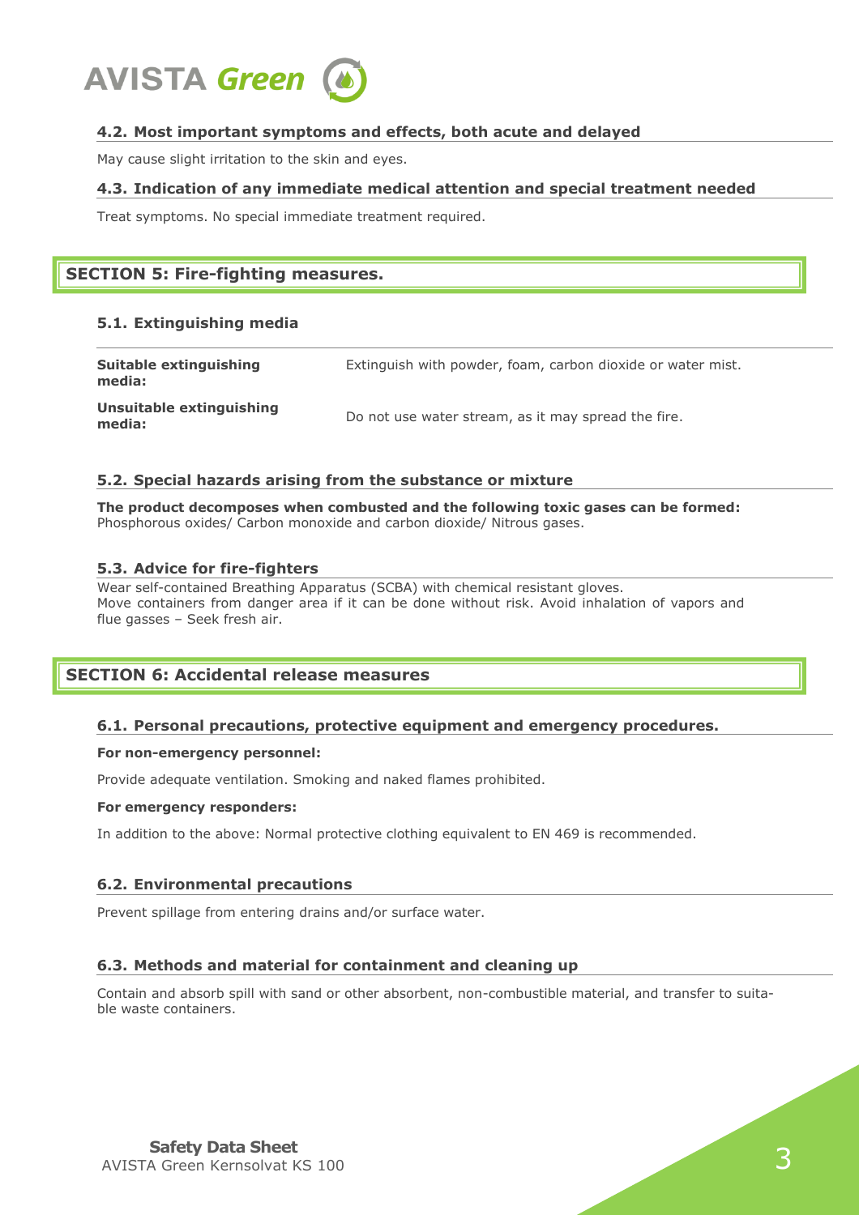### 4.2. Most important symptoms and effects, both acute and delayed

May cause slight irritation to the skin and eyes.

### 4.3. Indication of any immediate medical attention and special treatment needed

Treat symptoms. No special immediate treatment required.

## SECTION 5: Fire-fighting measures.

### 5.1. Extinguishing media

| | |
|---|---|
| **Suitable extinguishing media:** | Extinguish with powder, foam, carbon dioxide or water mist. |
| **Unsuitable extinguishing media:** | Do not use water stream, as it may spread the fire. |

### 5.2. Special hazards arising from the substance or mixture

**The product decomposes when combusted and the following toxic gases can be formed:**
Phosphorous oxides/ Carbon monoxide and carbon dioxide/ Nitrous gases.

### 5.3. Advice for fire-fighters

Wear self-contained Breathing Apparatus (SCBA) with chemical resistant gloves.
Move containers from danger area if it can be done without risk. Avoid inhalation of vapors and flue gasses – Seek fresh air.

## SECTION 6: Accidental release measures

### 6.1. Personal precautions, protective equipment and emergency procedures.

**For non-emergency personnel:**

Provide adequate ventilation. Smoking and naked flames prohibited.

**For emergency responders:**

In addition to the above: Normal protective clothing equivalent to EN 469 is recommended.

### 6.2. Environmental precautions

Prevent spillage from entering drains and/or surface water.

### 6.3. Methods and material for containment and cleaning up

Contain and absorb spill with sand or other absorbent, non-combustible material, and transfer to suitable waste containers.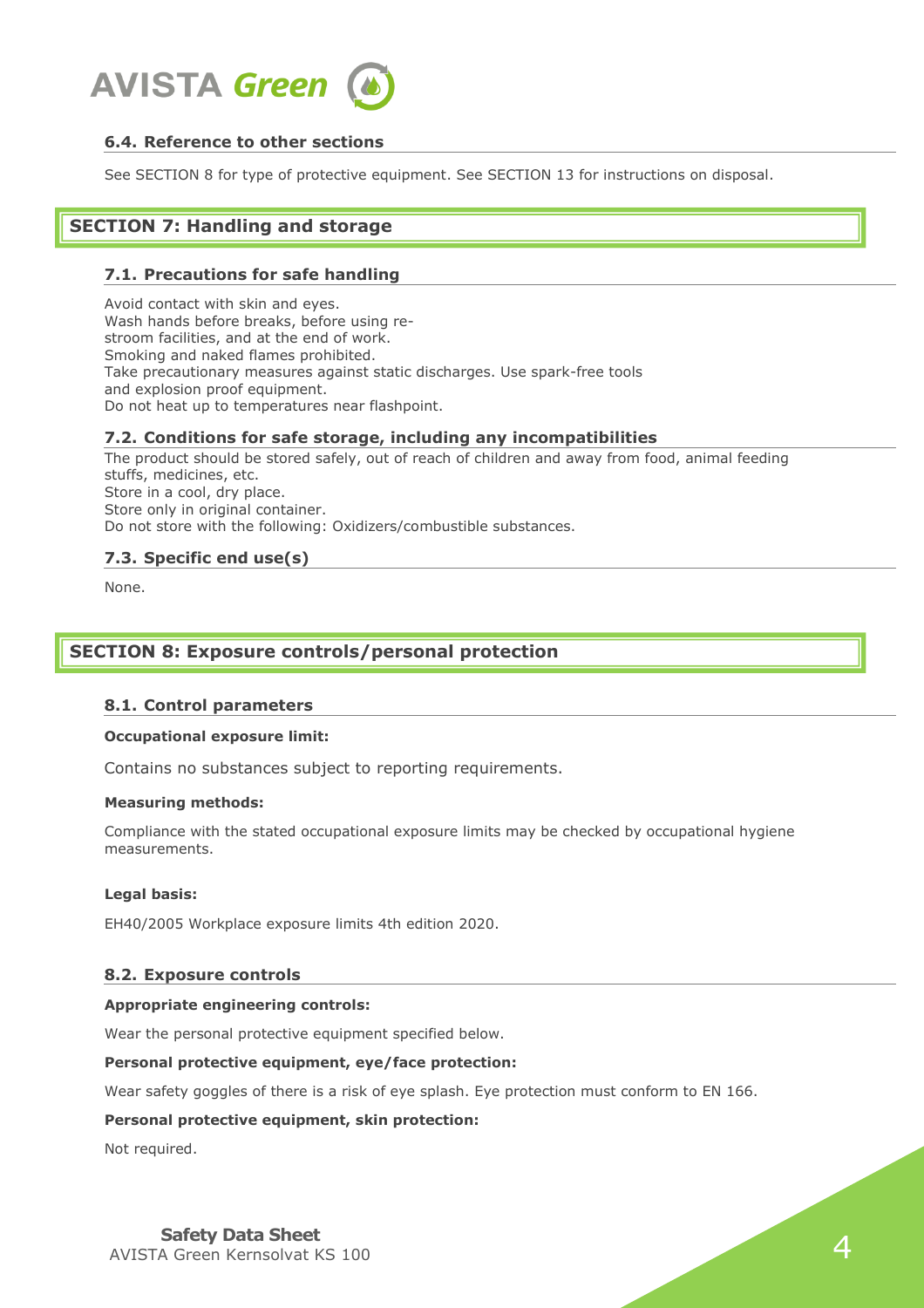### 6.4. Reference to other sections

See SECTION 8 for type of protective equipment. See SECTION 13 for instructions on disposal.

## SECTION 7: Handling and storage

### 7.1. Precautions for safe handling

Avoid contact with skin and eyes.
Wash hands before breaks, before using re-
stroom facilities, and at the end of work.
Smoking and naked flames prohibited.
Take precautionary measures against static discharges. Use spark-free tools
and explosion proof equipment.
Do not heat up to temperatures near flashpoint.

### 7.2. Conditions for safe storage, including any incompatibilities

The product should be stored safely, out of reach of children and away from food, animal feeding
stuffs, medicines, etc.
Store in a cool, dry place.
Store only in original container.
Do not store with the following: Oxidizers/combustible substances.

### 7.3. Specific end use(s)

None.

## SECTION 8: Exposure controls/personal protection

### 8.1. Control parameters

**Occupational exposure limit:**

Contains no substances subject to reporting requirements.

**Measuring methods:**

Compliance with the stated occupational exposure limits may be checked by occupational hygiene measurements.

**Legal basis:**

EH40/2005 Workplace exposure limits 4th edition 2020.

### 8.2. Exposure controls

**Appropriate engineering controls:**

Wear the personal protective equipment specified below.

**Personal protective equipment, eye/face protection:**

Wear safety goggles of there is a risk of eye splash. Eye protection must conform to EN 166.

**Personal protective equipment, skin protection:**

Not required.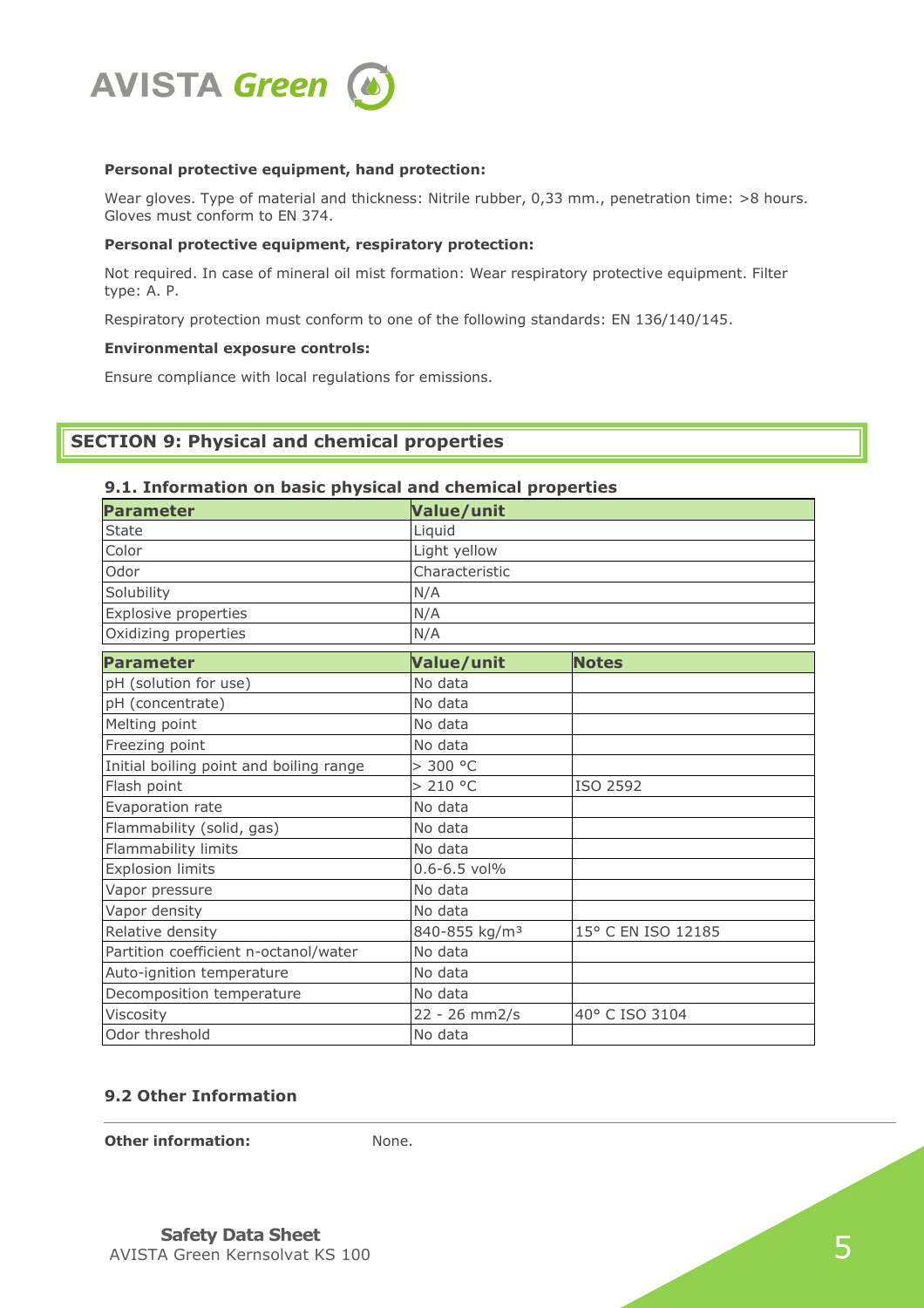**Personal protective equipment, hand protection:**

Wear gloves. Type of material and thickness: Nitrile rubber, 0,33 mm., penetration time: >8 hours. Gloves must conform to EN 374.

**Personal protective equipment, respiratory protection:**

Not required. In case of mineral oil mist formation: Wear respiratory protective equipment. Filter type: A. P.

Respiratory protection must conform to one of the following standards: EN 136/140/145.

**Environmental exposure controls:**

Ensure compliance with local regulations for emissions.

## SECTION 9: Physical and chemical properties

### 9.1. Information on basic physical and chemical properties

| Parameter | Value/unit |
|---|---|
| State | Liquid |
| Color | Light yellow |
| Odor | Characteristic |
| Solubility | N/A |
| Explosive properties | N/A |
| Oxidizing properties | N/A |

| Parameter | Value/unit | Notes |
|---|---|---|
| pH (solution for use) | No data | |
| pH (concentrate) | No data | |
| Melting point | No data | |
| Freezing point | No data | |
| Initial boiling point and boiling range | > 300 °C | |
| Flash point | > 210 °C | ISO 2592 |
| Evaporation rate | No data | |
| Flammability (solid, gas) | No data | |
| Flammability limits | No data | |
| Explosion limits | 0.6-6.5 vol% | |
| Vapor pressure | No data | |
| Vapor density | No data | |
| Relative density | 840-855 kg/m³ | 15° C EN ISO 12185 |
| Partition coefficient n-octanol/water | No data | |
| Auto-ignition temperature | No data | |
| Decomposition temperature | No data | |
| Viscosity | 22 - 26 mm2/s | 40° C ISO 3104 |
| Odor threshold | No data | |

### 9.2 Other Information

**Other information:** None.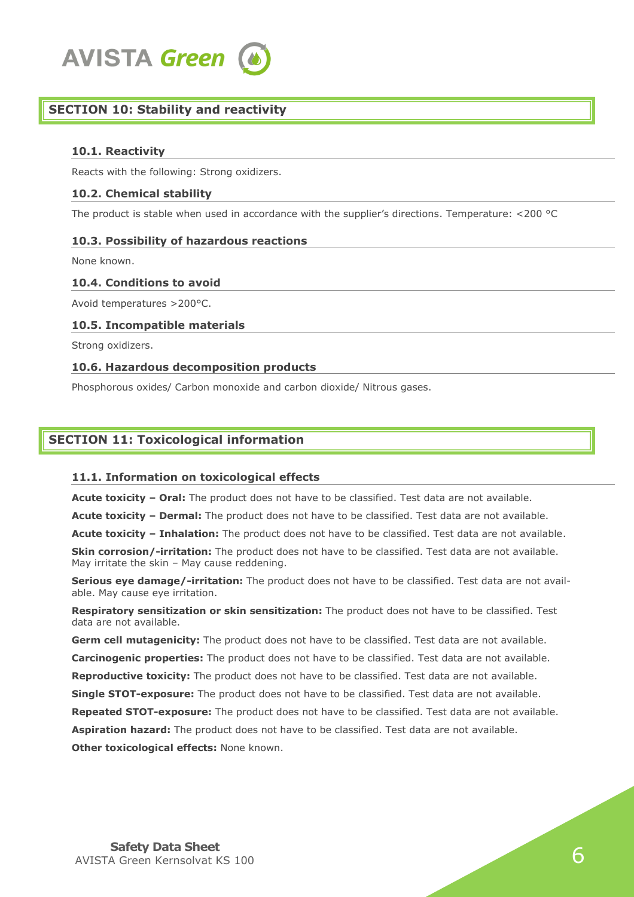## SECTION 10: Stability and reactivity

### 10.1. Reactivity

Reacts with the following: Strong oxidizers.

### 10.2. Chemical stability

The product is stable when used in accordance with the supplier's directions. Temperature: <200 °C

### 10.3. Possibility of hazardous reactions

None known.

### 10.4. Conditions to avoid

Avoid temperatures >200°C.

### 10.5. Incompatible materials

Strong oxidizers.

### 10.6. Hazardous decomposition products

Phosphorous oxides/ Carbon monoxide and carbon dioxide/ Nitrous gases.

## SECTION 11: Toxicological information

### 11.1. Information on toxicological effects

**Acute toxicity – Oral:** The product does not have to be classified. Test data are not available.

**Acute toxicity – Dermal:** The product does not have to be classified. Test data are not available.

**Acute toxicity – Inhalation:** The product does not have to be classified. Test data are not available.

**Skin corrosion/-irritation:** The product does not have to be classified. Test data are not available. May irritate the skin – May cause reddening.

**Serious eye damage/-irritation:** The product does not have to be classified. Test data are not available. May cause eye irritation.

**Respiratory sensitization or skin sensitization:** The product does not have to be classified. Test data are not available.

**Germ cell mutagenicity:** The product does not have to be classified. Test data are not available.

**Carcinogenic properties:** The product does not have to be classified. Test data are not available.

**Reproductive toxicity:** The product does not have to be classified. Test data are not available.

**Single STOT-exposure:** The product does not have to be classified. Test data are not available.

**Repeated STOT-exposure:** The product does not have to be classified. Test data are not available.

**Aspiration hazard:** The product does not have to be classified. Test data are not available.

**Other toxicological effects:** None known.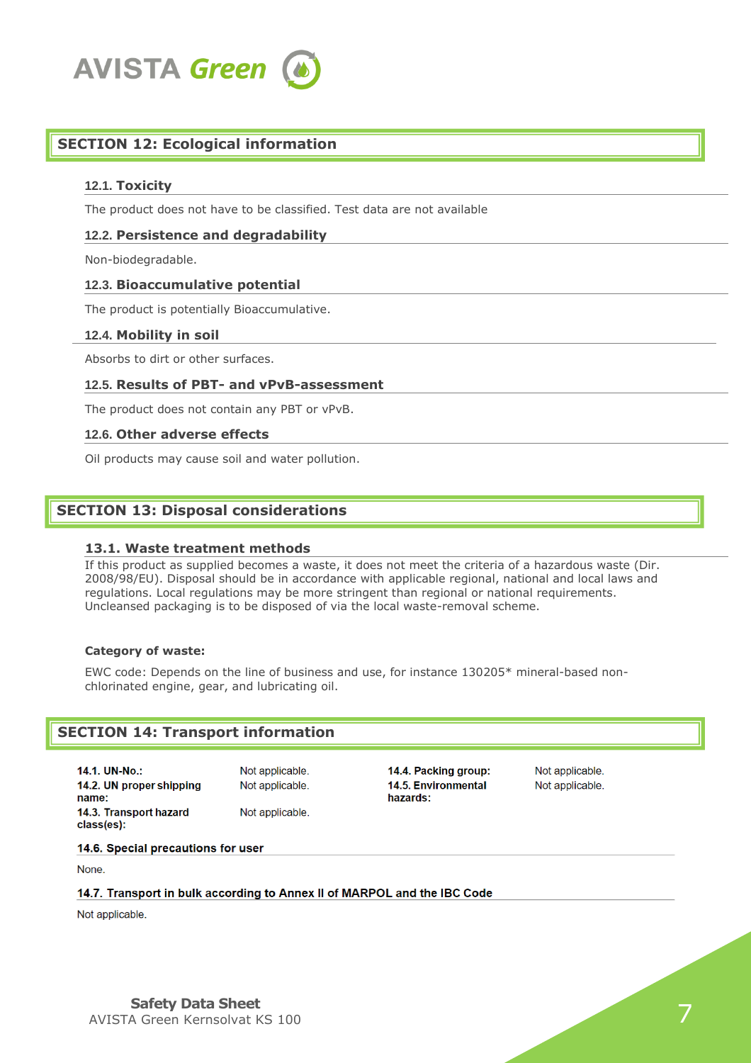## SECTION 12: Ecological information

### 12.1. Toxicity

The product does not have to be classified. Test data are not available

### 12.2. Persistence and degradability

Non-biodegradable.

### 12.3. Bioaccumulative potential

The product is potentially Bioaccumulative.

### 12.4. Mobility in soil

Absorbs to dirt or other surfaces.

### 12.5. Results of PBT- and vPvB-assessment

The product does not contain any PBT or vPvB.

### 12.6. Other adverse effects

Oil products may cause soil and water pollution.

## SECTION 13: Disposal considerations

### 13.1. Waste treatment methods

If this product as supplied becomes a waste, it does not meet the criteria of a hazardous waste (Dir. 2008/98/EU). Disposal should be in accordance with applicable regional, national and local laws and regulations. Local regulations may be more stringent than regional or national requirements. Uncleansed packaging is to be disposed of via the local waste-removal scheme.

**Category of waste:**

EWC code: Depends on the line of business and use, for instance 130205* mineral-based non-chlorinated engine, gear, and lubricating oil.

## SECTION 14: Transport information

**14.1. UN-No.:** Not applicable.

**14.2. UN proper shipping name:** Not applicable.

**14.3. Transport hazard class(es):** Not applicable.

**14.4. Packing group:** Not applicable.

**14.5. Environmental hazards:** Not applicable.

### 14.6. Special precautions for user

None.

### 14.7. Transport in bulk according to Annex II of MARPOL and the IBC Code

Not applicable.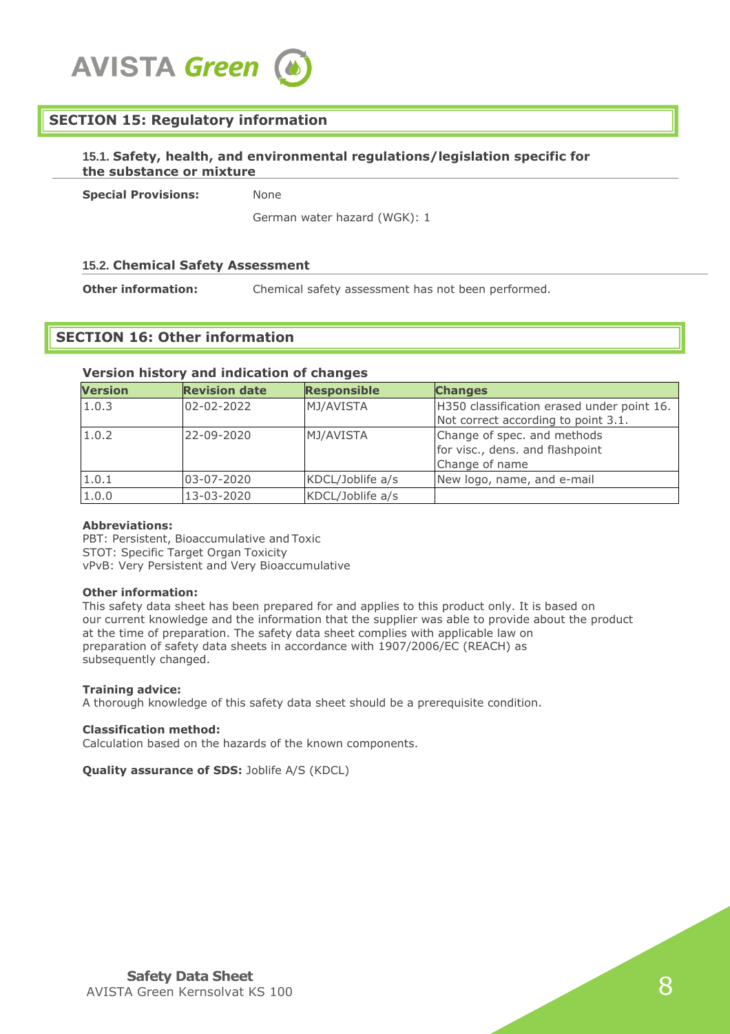## SECTION 15: Regulatory information

### 15.1. Safety, health, and environmental regulations/legislation specific for the substance or mixture

**Special Provisions:** None

German water hazard (WGK): 1

### 15.2. Chemical Safety Assessment

**Other information:** Chemical safety assessment has not been performed.

## SECTION 16: Other information

### Version history and indication of changes

| Version | Revision date | Responsible | Changes |
|---|---|---|---|
| 1.0.3 | 02-02-2022 | MJ/AVISTA | H350 classification erased under point 16. Not correct according to point 3.1. |
| 1.0.2 | 22-09-2020 | MJ/AVISTA | Change of spec. and methods for visc., dens. and flashpoint Change of name |
| 1.0.1 | 03-07-2020 | KDCL/Joblife a/s | New logo, name, and e-mail |
| 1.0.0 | 13-03-2020 | KDCL/Joblife a/s | |

**Abbreviations:**
PBT: Persistent, Bioaccumulative and Toxic
STOT: Specific Target Organ Toxicity
vPvB: Very Persistent and Very Bioaccumulative

**Other information:**
This safety data sheet has been prepared for and applies to this product only. It is based on our current knowledge and the information that the supplier was able to provide about the product at the time of preparation. The safety data sheet complies with applicable law on preparation of safety data sheets in accordance with 1907/2006/EC (REACH) as subsequently changed.

**Training advice:**
A thorough knowledge of this safety data sheet should be a prerequisite condition.

**Classification method:**
Calculation based on the hazards of the known components.

**Quality assurance of SDS:** Joblife A/S (KDCL)